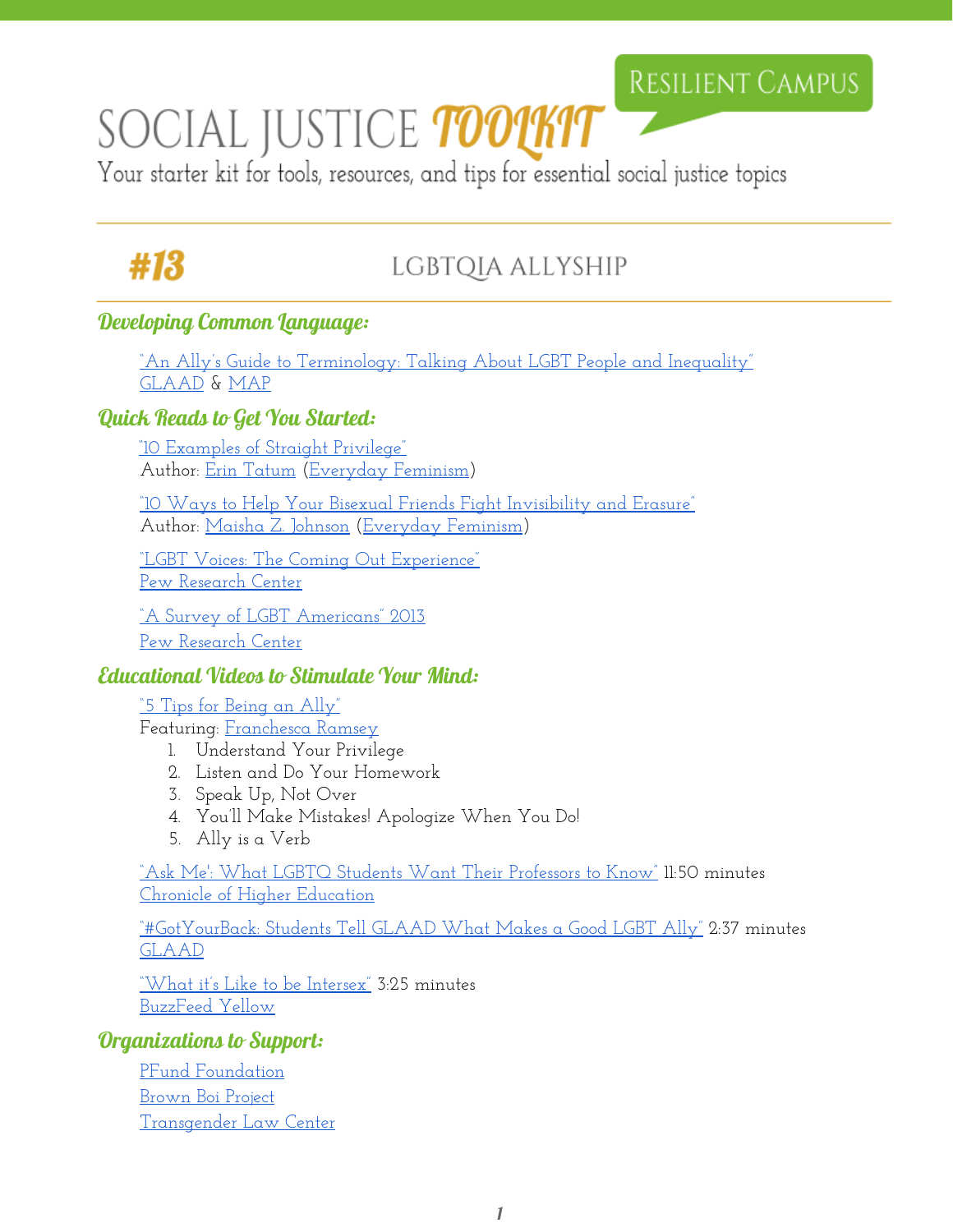# SOCIAL JUSTICE TOOLKIT

RESILIENT CAMPUS

Your starter kit for tools, resources, and tips for essential social justice topics

## #13 LGBTQIA ALLYSHIP

### Developing Common Language:

"An Ally's Guide to Terminology: Talking About LGBT People and Inequality"
GLAAD & MAP

### Quick Reads to Get You Started:

"10 Examples of Straight Privilege"
Author: Erin Tatum (Everyday Feminism)

"10 Ways to Help Your Bisexual Friends Fight Invisibility and Erasure"
Author: Maisha Z. Johnson (Everyday Feminism)

"LGBT Voices: The Coming Out Experience"
Pew Research Center

"A Survey of LGBT Americans" 2013
Pew Research Center

### Educational Videos to Stimulate Your Mind:

"5 Tips for Being an Ally"
Featuring: Franchesca Ramsey

1. Understand Your Privilege
2. Listen and Do Your Homework
3. Speak Up, Not Over
4. You'll Make Mistakes! Apologize When You Do!
5. Ally is a Verb

"'Ask Me': What LGBTQ Students Want Their Professors to Know" 11:50 minutes
Chronicle of Higher Education

"#GotYourBack: Students Tell GLAAD What Makes a Good LGBT Ally" 2:37 minutes
GLAAD

"What it's Like to be Intersex" 3:25 minutes
BuzzFeed Yellow

### Organizations to Support:

PFund Foundation
Brown Boi Project
Transgender Law Center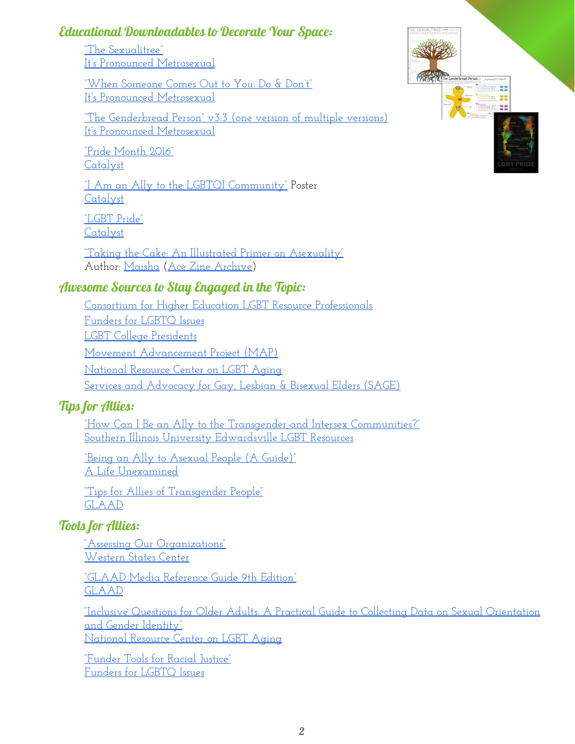## Educational Downloadables to Decorate Your Space:

"The Sexualitree"
It's Pronounced Metrosexual

"When Someone Comes Out to You: Do & Don't"
It's Pronounced Metrosexual

"The Genderbread Person" v3.3 (one version of multiple versions)
It's Pronounced Metrosexual

"Pride Month 2016"
Catalyst

"I Am an Ally to the LGBTQI Community" Poster
Catalyst

"LGBT Pride"
Catalyst

"Taking the Cake: An Illustrated Primer on Asexuality"
Author: Maisha (Ace Zine Archive)

## Awesome Sources to Stay Engaged in the Topic:

Consortium for Higher Education LGBT Resource Professionals
Funders for LGBTQ Issues
LGBT College Presidents
Movement Advancement Project (MAP)
National Resource Center on LGBT Aging
Services and Advocacy for Gay, Lesbian & Bisexual Elders (SAGE)

## Tips for Allies:

"How Can I Be an Ally to the Transgender and Intersex Communities?"
Southern Illinois University Edwardsville LGBT Resources

"Being an Ally to Asexual People (A Guide)"
A Life Unexamined

"Tips for Allies of Transgender People"
GLAAD

## Tools for Allies:

"Assessing Our Organizations"
Western States Center

"GLAAD Media Reference Guide 9th Edition"
GLAAD

"Inclusive Questions for Older Adults: A Practical Guide to Collecting Data on Sexual Orientation and Gender Identity"
National Resource Center on LGBT Aging

"Funder Tools for Racial Justice"
Funders for LGBTQ Issues